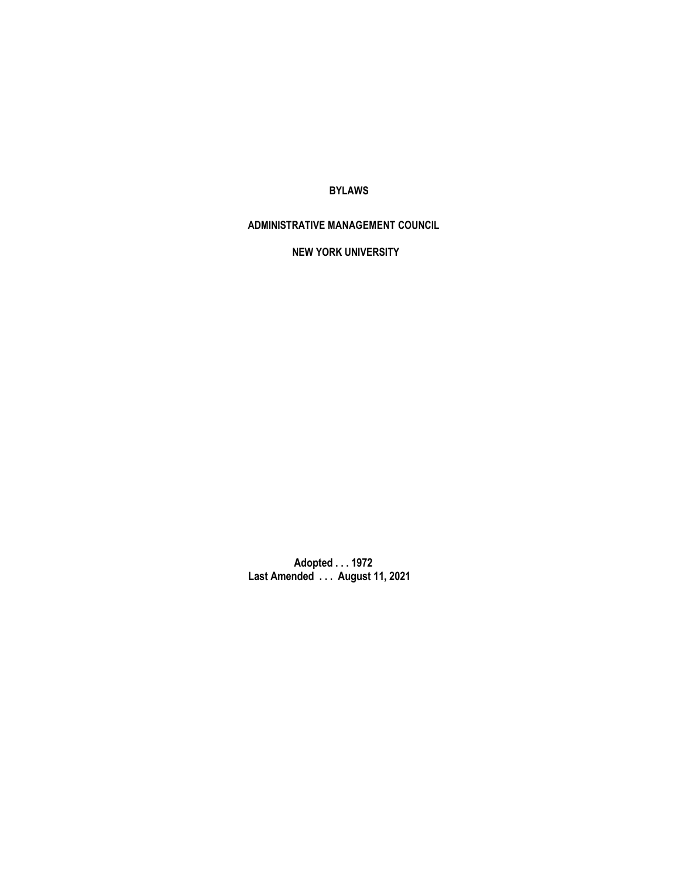# BYLAWS

## ADMINISTRATIVE MANAGEMENT COUNCIL

## NEW YORK UNIVERSITY

**Adopted . . . 1972**
**Last Amended . . . August 11, 2021**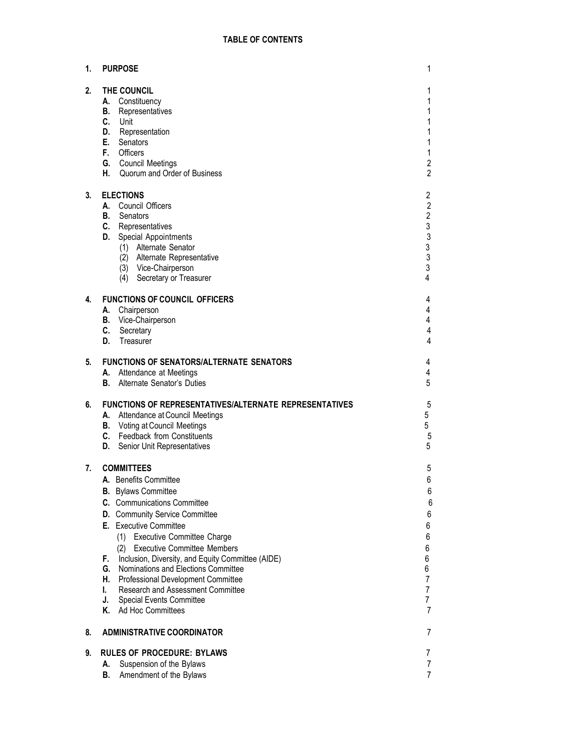**TABLE OF CONTENTS**

| | | |
|---|---|---|
| **1.** | **PURPOSE** | 1 |
| **2.** | **THE COUNCIL** | 1 |
| | **A.** Constituency | 1 |
| | **B.** Representatives | 1 |
| | **C.** Unit | 1 |
| | **D.** Representation | 1 |
| | **E.** Senators | 1 |
| | **F.** Officers | 1 |
| | **G.** Council Meetings | 2 |
| | **H.** Quorum and Order of Business | 2 |
| **3.** | **ELECTIONS** | 2 |
| | **A.** Council Officers | 2 |
| | **B.** Senators | 2 |
| | **C.** Representatives | 3 |
| | **D.** Special Appointments | 3 |
| | (1) Alternate Senator | 3 |
| | (2) Alternate Representative | 3 |
| | (3) Vice-Chairperson | 3 |
| | (4) Secretary or Treasurer | 4 |
| **4.** | **FUNCTIONS OF COUNCIL OFFICERS** | 4 |
| | **A.** Chairperson | 4 |
| | **B.** Vice-Chairperson | 4 |
| | **C.** Secretary | 4 |
| | **D.** Treasurer | 4 |
| **5.** | **FUNCTIONS OF SENATORS/ALTERNATE SENATORS** | 4 |
| | **A.** Attendance at Meetings | 4 |
| | **B.** Alternate Senator's Duties | 5 |
| **6.** | **FUNCTIONS OF REPRESENTATIVES/ALTERNATE REPRESENTATIVES** | 5 |
| | **A.** Attendance at Council Meetings | 5 |
| | **B.** Voting at Council Meetings | 5 |
| | **C.** Feedback from Constituents | 5 |
| | **D.** Senior Unit Representatives | 5 |
| **7.** | **COMMITTEES** | 5 |
| | **A.** Benefits Committee | 6 |
| | **B.** Bylaws Committee | 6 |
| | **C.** Communications Committee | 6 |
| | **D.** Community Service Committee | 6 |
| | **E.** Executive Committee | 6 |
| | (1) Executive Committee Charge | 6 |
| | (2) Executive Committee Members | 6 |
| | **F.** Inclusion, Diversity, and Equity Committee (AIDE) | 6 |
| | **G.** Nominations and Elections Committee | 6 |
| | **H.** Professional Development Committee | 7 |
| | **I.** Research and Assessment Committee | 7 |
| | **J.** Special Events Committee | 7 |
| | **K.** Ad Hoc Committees | 7 |
| **8.** | **ADMINISTRATIVE COORDINATOR** | 7 |
| **9.** | **RULES OF PROCEDURE: BYLAWS** | 7 |
| | **A.** Suspension of the Bylaws | 7 |
| | **B.** Amendment of the Bylaws | 7 |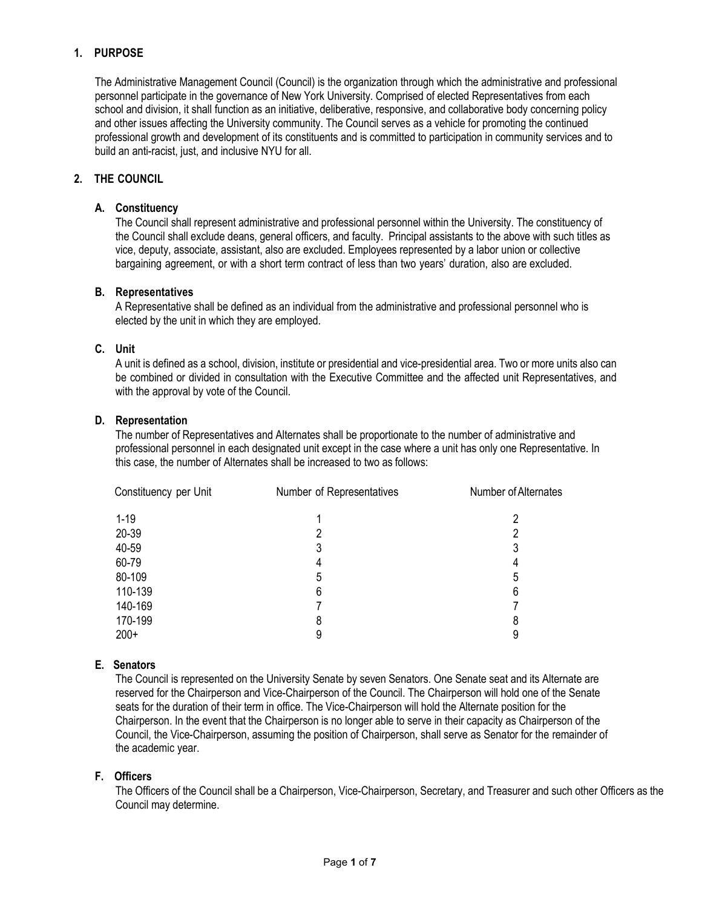## 1. PURPOSE

The Administrative Management Council (Council) is the organization through which the administrative and professional personnel participate in the governance of New York University. Comprised of elected Representatives from each school and division, it shall function as an initiative, deliberative, responsive, and collaborative body concerning policy and other issues affecting the University community. The Council serves as a vehicle for promoting the continued professional growth and development of its constituents and is committed to participation in community services and to build an anti-racist, just, and inclusive NYU for all.

## 2. THE COUNCIL

### A. Constituency

The Council shall represent administrative and professional personnel within the University. The constituency of the Council shall exclude deans, general officers, and faculty. Principal assistants to the above with such titles as vice, deputy, associate, assistant, also are excluded. Employees represented by a labor union or collective bargaining agreement, or with a short term contract of less than two years' duration, also are excluded.

### B. Representatives

A Representative shall be defined as an individual from the administrative and professional personnel who is elected by the unit in which they are employed.

### C. Unit

A unit is defined as a school, division, institute or presidential and vice-presidential area. Two or more units also can be combined or divided in consultation with the Executive Committee and the affected unit Representatives, and with the approval by vote of the Council.

### D. Representation

The number of Representatives and Alternates shall be proportionate to the number of administrative and professional personnel in each designated unit except in the case where a unit has only one Representative. In this case, the number of Alternates shall be increased to two as follows:

| Constituency per Unit | Number of Representatives | Number of Alternates |
|---|---|---|
| 1-19 | 1 | 2 |
| 20-39 | 2 | 2 |
| 40-59 | 3 | 3 |
| 60-79 | 4 | 4 |
| 80-109 | 5 | 5 |
| 110-139 | 6 | 6 |
| 140-169 | 7 | 7 |
| 170-199 | 8 | 8 |
| 200+ | 9 | 9 |

### E. Senators

The Council is represented on the University Senate by seven Senators. One Senate seat and its Alternate are reserved for the Chairperson and Vice-Chairperson of the Council. The Chairperson will hold one of the Senate seats for the duration of their term in office. The Vice-Chairperson will hold the Alternate position for the Chairperson. In the event that the Chairperson is no longer able to serve in their capacity as Chairperson of the Council, the Vice-Chairperson, assuming the position of Chairperson, shall serve as Senator for the remainder of the academic year.

### F. Officers

The Officers of the Council shall be a Chairperson, Vice-Chairperson, Secretary, and Treasurer and such other Officers as the Council may determine.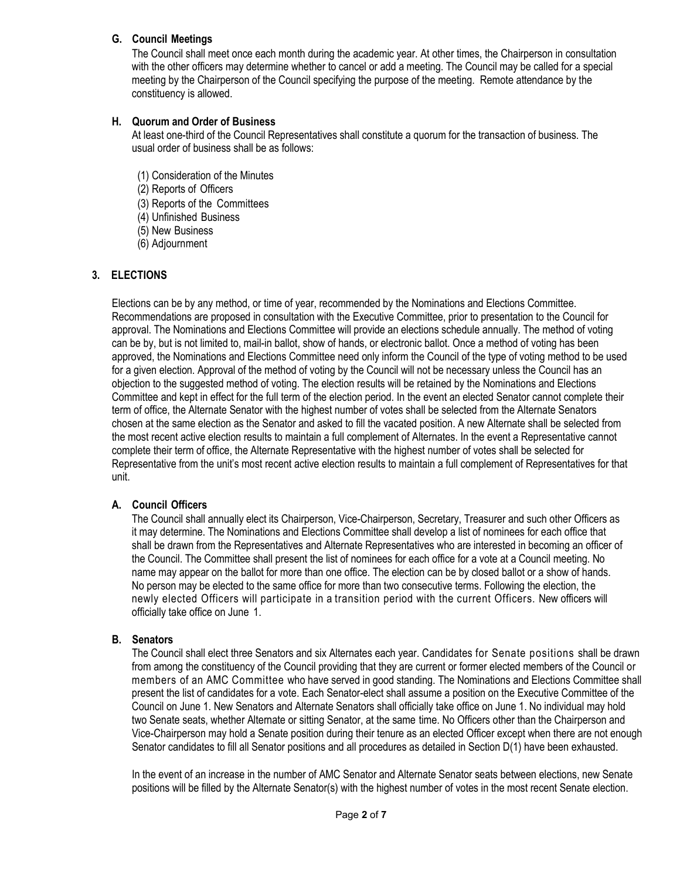### G. Council Meetings

The Council shall meet once each month during the academic year. At other times, the Chairperson in consultation with the other officers may determine whether to cancel or add a meeting. The Council may be called for a special meeting by the Chairperson of the Council specifying the purpose of the meeting. Remote attendance by the constituency is allowed.

### H. Quorum and Order of Business

At least one-third of the Council Representatives shall constitute a quorum for the transaction of business. The usual order of business shall be as follows:

(1) Consideration of the Minutes
(2) Reports of Officers
(3) Reports of the Committees
(4) Unfinished Business
(5) New Business
(6) Adjournment

## 3. ELECTIONS

Elections can be by any method, or time of year, recommended by the Nominations and Elections Committee. Recommendations are proposed in consultation with the Executive Committee, prior to presentation to the Council for approval. The Nominations and Elections Committee will provide an elections schedule annually. The method of voting can be by, but is not limited to, mail-in ballot, show of hands, or electronic ballot. Once a method of voting has been approved, the Nominations and Elections Committee need only inform the Council of the type of voting method to be used for a given election. Approval of the method of voting by the Council will not be necessary unless the Council has an objection to the suggested method of voting. The election results will be retained by the Nominations and Elections Committee and kept in effect for the full term of the election period. In the event an elected Senator cannot complete their term of office, the Alternate Senator with the highest number of votes shall be selected from the Alternate Senators chosen at the same election as the Senator and asked to fill the vacated position. A new Alternate shall be selected from the most recent active election results to maintain a full complement of Alternates. In the event a Representative cannot complete their term of office, the Alternate Representative with the highest number of votes shall be selected for Representative from the unit's most recent active election results to maintain a full complement of Representatives for that unit.

### A. Council Officers

The Council shall annually elect its Chairperson, Vice-Chairperson, Secretary, Treasurer and such other Officers as it may determine. The Nominations and Elections Committee shall develop a list of nominees for each office that shall be drawn from the Representatives and Alternate Representatives who are interested in becoming an officer of the Council. The Committee shall present the list of nominees for each office for a vote at a Council meeting. No name may appear on the ballot for more than one office. The election can be by closed ballot or a show of hands. No person may be elected to the same office for more than two consecutive terms. Following the election, the newly elected Officers will participate in a transition period with the current Officers. New officers will officially take office on June 1.

### B. Senators

The Council shall elect three Senators and six Alternates each year. Candidates for Senate positions shall be drawn from among the constituency of the Council providing that they are current or former elected members of the Council or members of an AMC Committee who have served in good standing. The Nominations and Elections Committee shall present the list of candidates for a vote. Each Senator-elect shall assume a position on the Executive Committee of the Council on June 1. New Senators and Alternate Senators shall officially take office on June 1. No individual may hold two Senate seats, whether Alternate or sitting Senator, at the same time. No Officers other than the Chairperson and Vice-Chairperson may hold a Senate position during their tenure as an elected Officer except when there are not enough Senator candidates to fill all Senator positions and all procedures as detailed in Section D(1) have been exhausted.

In the event of an increase in the number of AMC Senator and Alternate Senator seats between elections, new Senate positions will be filled by the Alternate Senator(s) with the highest number of votes in the most recent Senate election.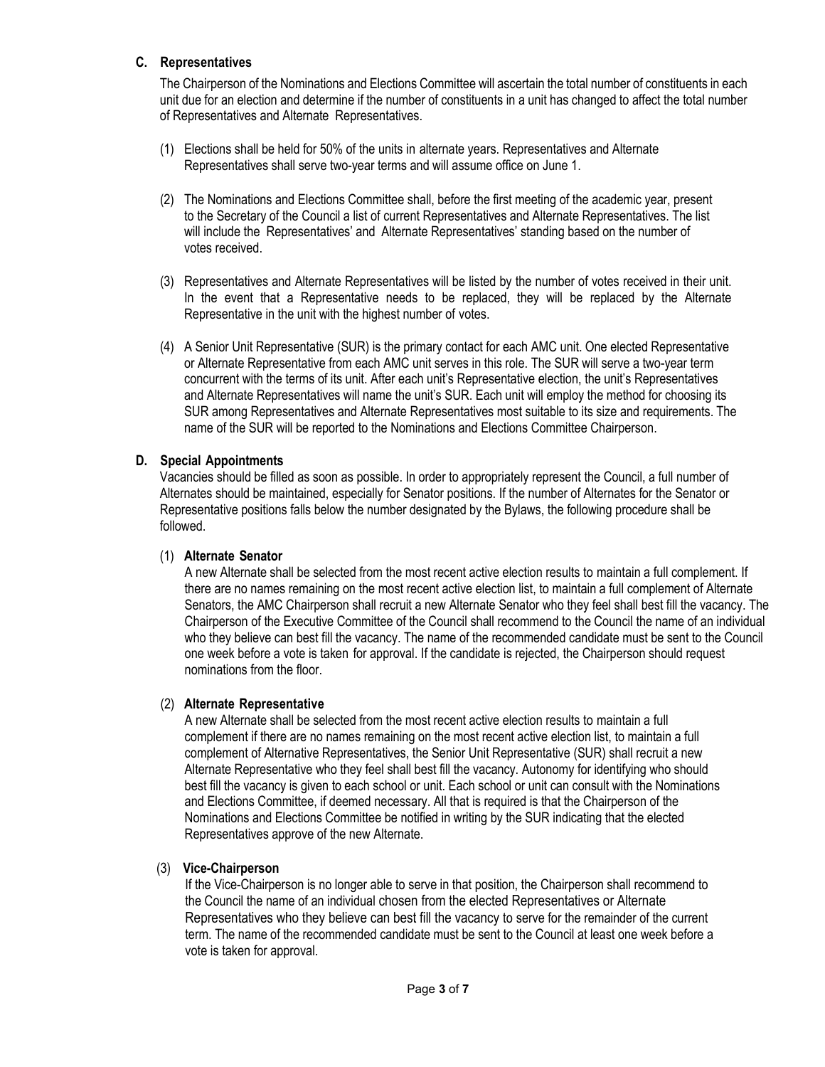### C. Representatives

The Chairperson of the Nominations and Elections Committee will ascertain the total number of constituents in each unit due for an election and determine if the number of constituents in a unit has changed to affect the total number of Representatives and Alternate Representatives.

(1) Elections shall be held for 50% of the units in alternate years. Representatives and Alternate Representatives shall serve two-year terms and will assume office on June 1.

(2) The Nominations and Elections Committee shall, before the first meeting of the academic year, present to the Secretary of the Council a list of current Representatives and Alternate Representatives. The list will include the Representatives' and Alternate Representatives' standing based on the number of votes received.

(3) Representatives and Alternate Representatives will be listed by the number of votes received in their unit. In the event that a Representative needs to be replaced, they will be replaced by the Alternate Representative in the unit with the highest number of votes.

(4) A Senior Unit Representative (SUR) is the primary contact for each AMC unit. One elected Representative or Alternate Representative from each AMC unit serves in this role. The SUR will serve a two-year term concurrent with the terms of its unit. After each unit's Representative election, the unit's Representatives and Alternate Representatives will name the unit's SUR. Each unit will employ the method for choosing its SUR among Representatives and Alternate Representatives most suitable to its size and requirements. The name of the SUR will be reported to the Nominations and Elections Committee Chairperson.

### D. Special Appointments

Vacancies should be filled as soon as possible. In order to appropriately represent the Council, a full number of Alternates should be maintained, especially for Senator positions. If the number of Alternates for the Senator or Representative positions falls below the number designated by the Bylaws, the following procedure shall be followed.

(1) **Alternate Senator**

A new Alternate shall be selected from the most recent active election results to maintain a full complement. If there are no names remaining on the most recent active election list, to maintain a full complement of Alternate Senators, the AMC Chairperson shall recruit a new Alternate Senator who they feel shall best fill the vacancy. The Chairperson of the Executive Committee of the Council shall recommend to the Council the name of an individual who they believe can best fill the vacancy. The name of the recommended candidate must be sent to the Council one week before a vote is taken for approval. If the candidate is rejected, the Chairperson should request nominations from the floor.

(2) **Alternate Representative**

A new Alternate shall be selected from the most recent active election results to maintain a full complement if there are no names remaining on the most recent active election list, to maintain a full complement of Alternative Representatives, the Senior Unit Representative (SUR) shall recruit a new Alternate Representative who they feel shall best fill the vacancy. Autonomy for identifying who should best fill the vacancy is given to each school or unit. Each school or unit can consult with the Nominations and Elections Committee, if deemed necessary. All that is required is that the Chairperson of the Nominations and Elections Committee be notified in writing by the SUR indicating that the elected Representatives approve of the new Alternate.

(3) **Vice-Chairperson**

If the Vice-Chairperson is no longer able to serve in that position, the Chairperson shall recommend to the Council the name of an individual chosen from the elected Representatives or Alternate Representatives who they believe can best fill the vacancy to serve for the remainder of the current term. The name of the recommended candidate must be sent to the Council at least one week before a vote is taken for approval.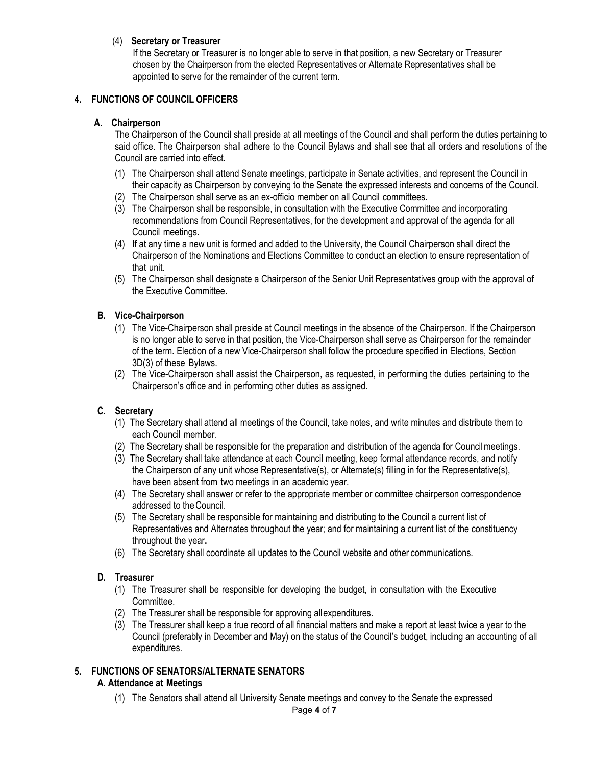(4) **Secretary or Treasurer**

If the Secretary or Treasurer is no longer able to serve in that position, a new Secretary or Treasurer chosen by the Chairperson from the elected Representatives or Alternate Representatives shall be appointed to serve for the remainder of the current term.

## 4. FUNCTIONS OF COUNCIL OFFICERS

### A. Chairperson

The Chairperson of the Council shall preside at all meetings of the Council and shall perform the duties pertaining to said office. The Chairperson shall adhere to the Council Bylaws and shall see that all orders and resolutions of the Council are carried into effect.

(1) The Chairperson shall attend Senate meetings, participate in Senate activities, and represent the Council in their capacity as Chairperson by conveying to the Senate the expressed interests and concerns of the Council.
(2) The Chairperson shall serve as an ex-officio member on all Council committees.
(3) The Chairperson shall be responsible, in consultation with the Executive Committee and incorporating recommendations from Council Representatives, for the development and approval of the agenda for all Council meetings.
(4) If at any time a new unit is formed and added to the University, the Council Chairperson shall direct the Chairperson of the Nominations and Elections Committee to conduct an election to ensure representation of that unit.
(5) The Chairperson shall designate a Chairperson of the Senior Unit Representatives group with the approval of the Executive Committee.

### B. Vice-Chairperson

(1) The Vice-Chairperson shall preside at Council meetings in the absence of the Chairperson. If the Chairperson is no longer able to serve in that position, the Vice-Chairperson shall serve as Chairperson for the remainder of the term. Election of a new Vice-Chairperson shall follow the procedure specified in Elections, Section 3D(3) of these Bylaws.
(2) The Vice-Chairperson shall assist the Chairperson, as requested, in performing the duties pertaining to the Chairperson's office and in performing other duties as assigned.

### C. Secretary

(1) The Secretary shall attend all meetings of the Council, take notes, and write minutes and distribute them to each Council member.
(2) The Secretary shall be responsible for the preparation and distribution of the agenda for Council meetings.
(3) The Secretary shall take attendance at each Council meeting, keep formal attendance records, and notify the Chairperson of any unit whose Representative(s), or Alternate(s) filling in for the Representative(s), have been absent from two meetings in an academic year.
(4) The Secretary shall answer or refer to the appropriate member or committee chairperson correspondence addressed to the Council.
(5) The Secretary shall be responsible for maintaining and distributing to the Council a current list of Representatives and Alternates throughout the year; and for maintaining a current list of the constituency throughout the year**.**
(6) The Secretary shall coordinate all updates to the Council website and other communications.

### D. Treasurer

(1) The Treasurer shall be responsible for developing the budget, in consultation with the Executive Committee.
(2) The Treasurer shall be responsible for approving all expenditures.
(3) The Treasurer shall keep a true record of all financial matters and make a report at least twice a year to the Council (preferably in December and May) on the status of the Council's budget, including an accounting of all expenditures.

## 5. FUNCTIONS OF SENATORS/ALTERNATE SENATORS

### A. Attendance at Meetings

(1) The Senators shall attend all University Senate meetings and convey to the Senate the expressed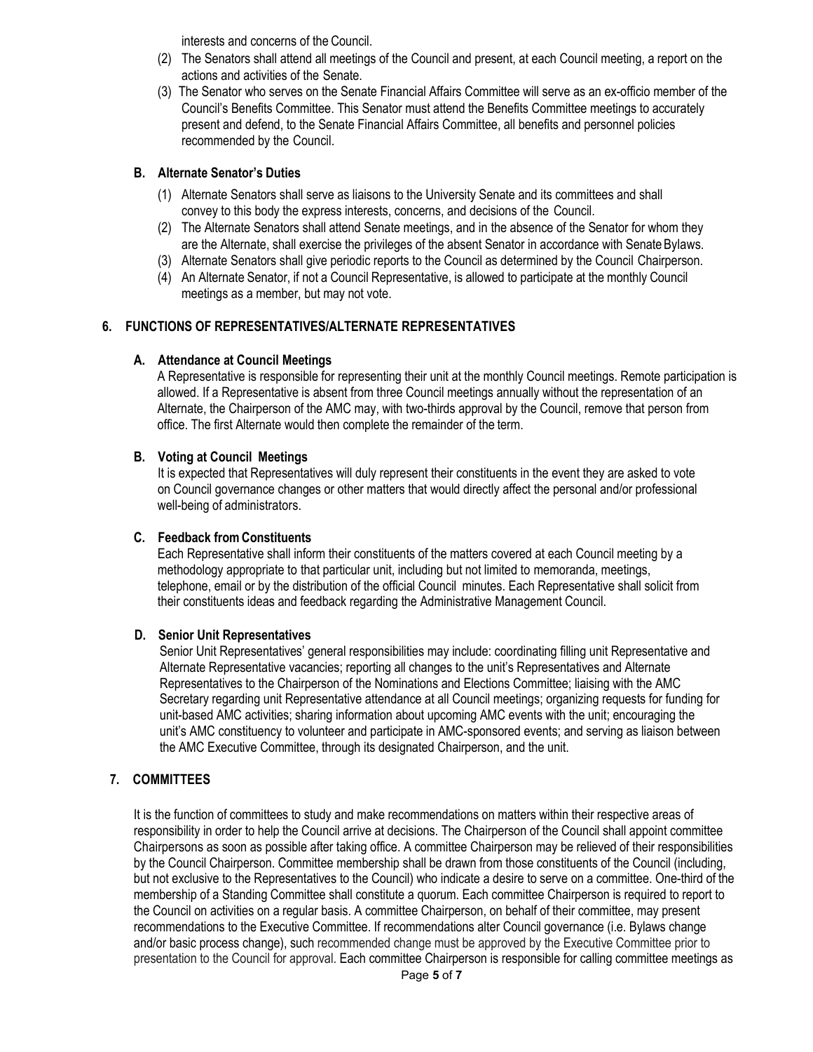interests and concerns of the Council.

(2) The Senators shall attend all meetings of the Council and present, at each Council meeting, a report on the actions and activities of the Senate.

(3) The Senator who serves on the Senate Financial Affairs Committee will serve as an ex-officio member of the Council's Benefits Committee. This Senator must attend the Benefits Committee meetings to accurately present and defend, to the Senate Financial Affairs Committee, all benefits and personnel policies recommended by the Council.

### B. Alternate Senator's Duties

(1) Alternate Senators shall serve as liaisons to the University Senate and its committees and shall convey to this body the express interests, concerns, and decisions of the Council.

(2) The Alternate Senators shall attend Senate meetings, and in the absence of the Senator for whom they are the Alternate, shall exercise the privileges of the absent Senator in accordance with Senate Bylaws.

(3) Alternate Senators shall give periodic reports to the Council as determined by the Council Chairperson.

(4) An Alternate Senator, if not a Council Representative, is allowed to participate at the monthly Council meetings as a member, but may not vote.

## 6. FUNCTIONS OF REPRESENTATIVES/ALTERNATE REPRESENTATIVES

### A. Attendance at Council Meetings

A Representative is responsible for representing their unit at the monthly Council meetings. Remote participation is allowed. If a Representative is absent from three Council meetings annually without the representation of an Alternate, the Chairperson of the AMC may, with two-thirds approval by the Council, remove that person from office. The first Alternate would then complete the remainder of the term.

### B. Voting at Council Meetings

It is expected that Representatives will duly represent their constituents in the event they are asked to vote on Council governance changes or other matters that would directly affect the personal and/or professional well-being of administrators.

### C. Feedback from Constituents

Each Representative shall inform their constituents of the matters covered at each Council meeting by a methodology appropriate to that particular unit, including but not limited to memoranda, meetings, telephone, email or by the distribution of the official Council minutes. Each Representative shall solicit from their constituents ideas and feedback regarding the Administrative Management Council.

### D. Senior Unit Representatives

Senior Unit Representatives' general responsibilities may include: coordinating filling unit Representative and Alternate Representative vacancies; reporting all changes to the unit's Representatives and Alternate Representatives to the Chairperson of the Nominations and Elections Committee; liaising with the AMC Secretary regarding unit Representative attendance at all Council meetings; organizing requests for funding for unit-based AMC activities; sharing information about upcoming AMC events with the unit; encouraging the unit's AMC constituency to volunteer and participate in AMC-sponsored events; and serving as liaison between the AMC Executive Committee, through its designated Chairperson, and the unit.

## 7. COMMITTEES

It is the function of committees to study and make recommendations on matters within their respective areas of responsibility in order to help the Council arrive at decisions. The Chairperson of the Council shall appoint committee Chairpersons as soon as possible after taking office. A committee Chairperson may be relieved of their responsibilities by the Council Chairperson. Committee membership shall be drawn from those constituents of the Council (including, but not exclusive to the Representatives to the Council) who indicate a desire to serve on a committee. One-third of the membership of a Standing Committee shall constitute a quorum. Each committee Chairperson is required to report to the Council on activities on a regular basis. A committee Chairperson, on behalf of their committee, may present recommendations to the Executive Committee. If recommendations alter Council governance (i.e. Bylaws change and/or basic process change), such recommended change must be approved by the Executive Committee prior to presentation to the Council for approval. Each committee Chairperson is responsible for calling committee meetings as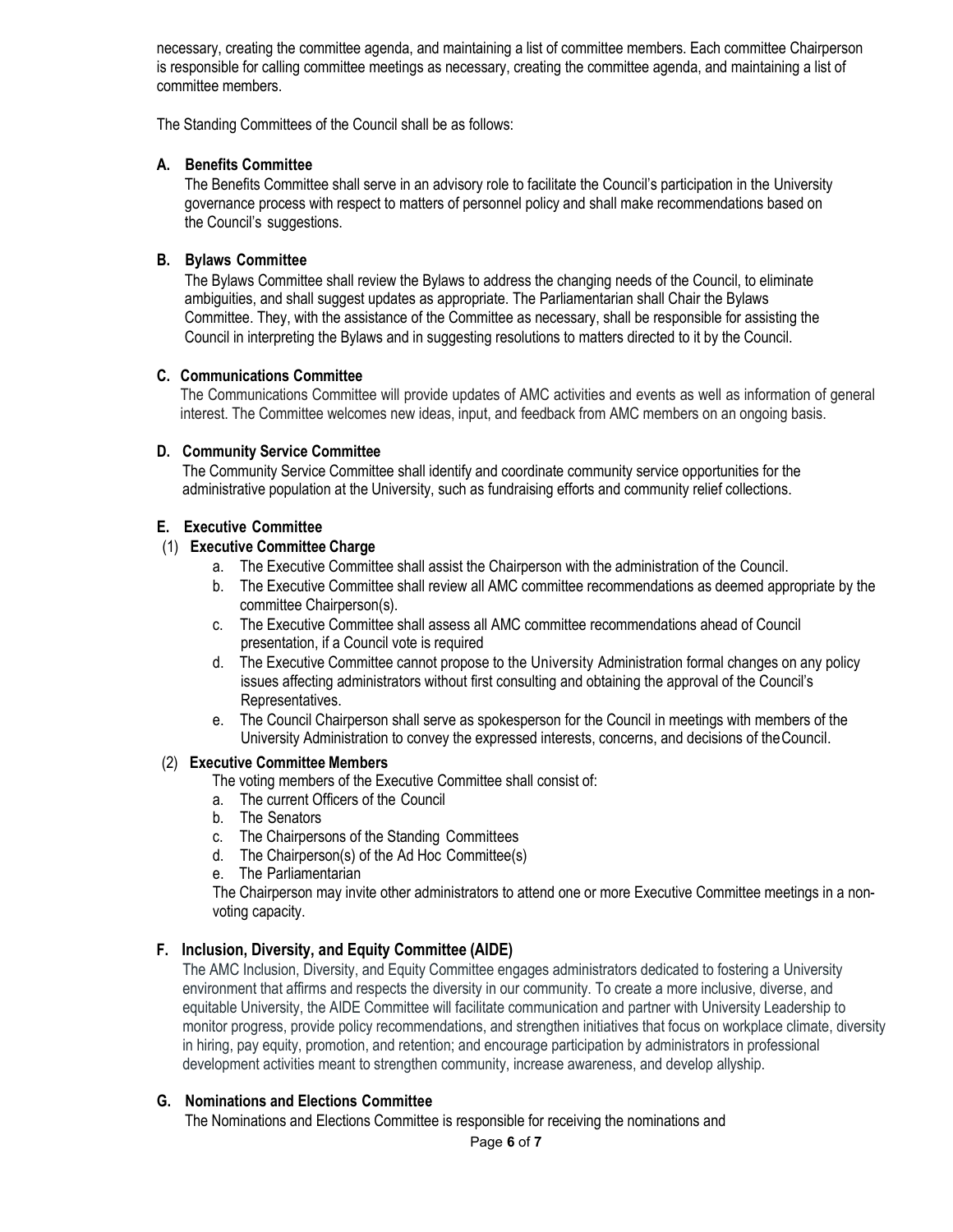necessary, creating the committee agenda, and maintaining a list of committee members. Each committee Chairperson is responsible for calling committee meetings as necessary, creating the committee agenda, and maintaining a list of committee members.

The Standing Committees of the Council shall be as follows:

**A. Benefits Committee**

The Benefits Committee shall serve in an advisory role to facilitate the Council's participation in the University governance process with respect to matters of personnel policy and shall make recommendations based on the Council's suggestions.

**B. Bylaws Committee**

The Bylaws Committee shall review the Bylaws to address the changing needs of the Council, to eliminate ambiguities, and shall suggest updates as appropriate. The Parliamentarian shall Chair the Bylaws Committee. They, with the assistance of the Committee as necessary, shall be responsible for assisting the Council in interpreting the Bylaws and in suggesting resolutions to matters directed to it by the Council.

**C. Communications Committee**

The Communications Committee will provide updates of AMC activities and events as well as information of general interest. The Committee welcomes new ideas, input, and feedback from AMC members on an ongoing basis.

**D. Community Service Committee**

The Community Service Committee shall identify and coordinate community service opportunities for the administrative population at the University, such as fundraising efforts and community relief collections.

**E. Executive Committee**

(1) **Executive Committee Charge**

a. The Executive Committee shall assist the Chairperson with the administration of the Council.
b. The Executive Committee shall review all AMC committee recommendations as deemed appropriate by the committee Chairperson(s).
c. The Executive Committee shall assess all AMC committee recommendations ahead of Council presentation, if a Council vote is required
d. The Executive Committee cannot propose to the University Administration formal changes on any policy issues affecting administrators without first consulting and obtaining the approval of the Council's Representatives.
e. The Council Chairperson shall serve as spokesperson for the Council in meetings with members of the University Administration to convey the expressed interests, concerns, and decisions of the Council.

(2) **Executive Committee Members**

The voting members of the Executive Committee shall consist of:

a. The current Officers of the Council
b. The Senators
c. The Chairpersons of the Standing Committees
d. The Chairperson(s) of the Ad Hoc Committee(s)
e. The Parliamentarian

The Chairperson may invite other administrators to attend one or more Executive Committee meetings in a non-voting capacity.

**F. Inclusion, Diversity, and Equity Committee (AIDE)**

The AMC Inclusion, Diversity, and Equity Committee engages administrators dedicated to fostering a University environment that affirms and respects the diversity in our community. To create a more inclusive, diverse, and equitable University, the AIDE Committee will facilitate communication and partner with University Leadership to monitor progress, provide policy recommendations, and strengthen initiatives that focus on workplace climate, diversity in hiring, pay equity, promotion, and retention; and encourage participation by administrators in professional development activities meant to strengthen community, increase awareness, and develop allyship.

**G. Nominations and Elections Committee**

The Nominations and Elections Committee is responsible for receiving the nominations and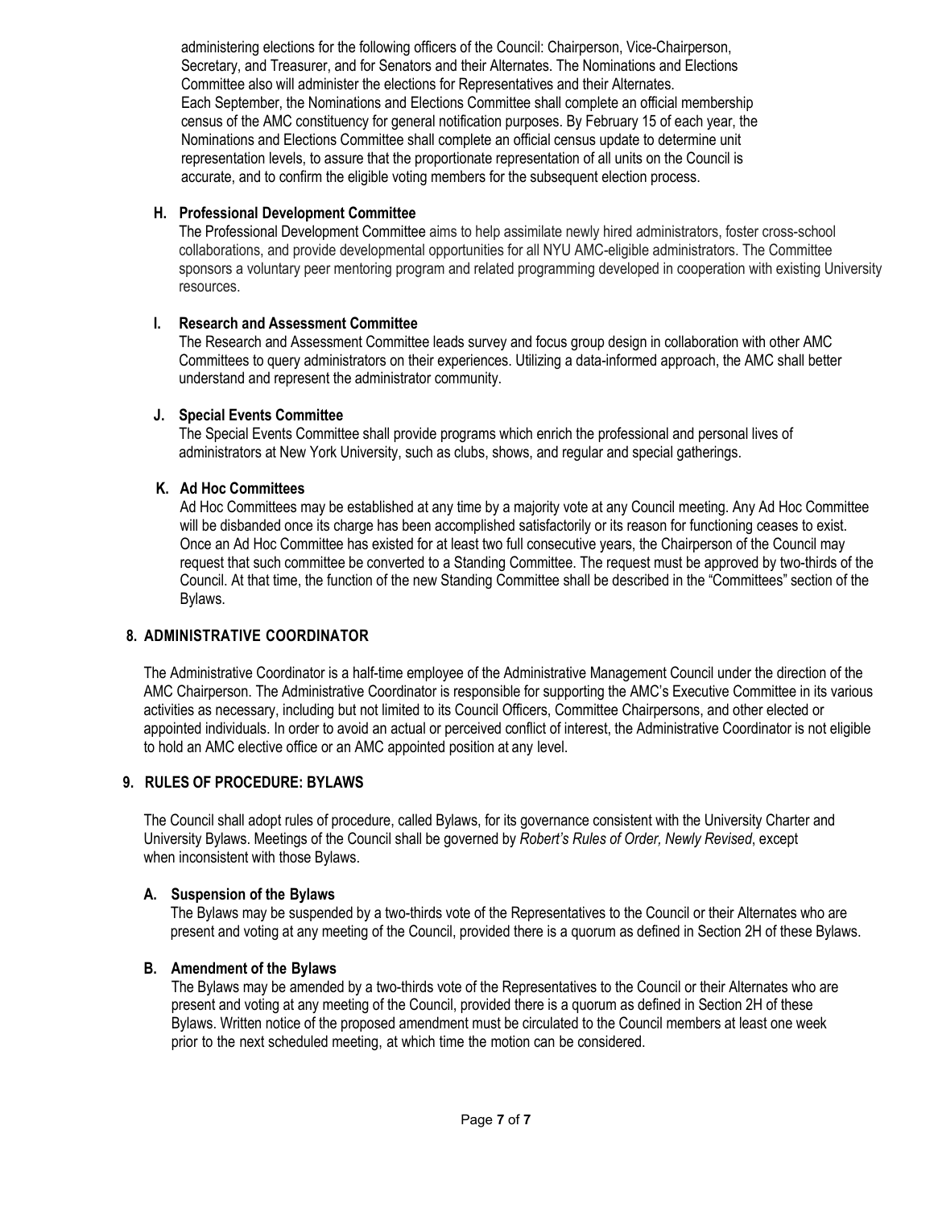administering elections for the following officers of the Council: Chairperson, Vice-Chairperson, Secretary, and Treasurer, and for Senators and their Alternates. The Nominations and Elections Committee also will administer the elections for Representatives and their Alternates.
Each September, the Nominations and Elections Committee shall complete an official membership census of the AMC constituency for general notification purposes. By February 15 of each year, the Nominations and Elections Committee shall complete an official census update to determine unit representation levels, to assure that the proportionate representation of all units on the Council is accurate, and to confirm the eligible voting members for the subsequent election process.

### H. Professional Development Committee

The Professional Development Committee aims to help assimilate newly hired administrators, foster cross-school collaborations, and provide developmental opportunities for all NYU AMC-eligible administrators. The Committee sponsors a voluntary peer mentoring program and related programming developed in cooperation with existing University resources.

### I. Research and Assessment Committee

The Research and Assessment Committee leads survey and focus group design in collaboration with other AMC Committees to query administrators on their experiences. Utilizing a data-informed approach, the AMC shall better understand and represent the administrator community.

### J. Special Events Committee

The Special Events Committee shall provide programs which enrich the professional and personal lives of administrators at New York University, such as clubs, shows, and regular and special gatherings.

### K. Ad Hoc Committees

Ad Hoc Committees may be established at any time by a majority vote at any Council meeting. Any Ad Hoc Committee will be disbanded once its charge has been accomplished satisfactorily or its reason for functioning ceases to exist. Once an Ad Hoc Committee has existed for at least two full consecutive years, the Chairperson of the Council may request that such committee be converted to a Standing Committee. The request must be approved by two-thirds of the Council. At that time, the function of the new Standing Committee shall be described in the "Committees" section of the Bylaws.

## 8. ADMINISTRATIVE COORDINATOR

The Administrative Coordinator is a half-time employee of the Administrative Management Council under the direction of the AMC Chairperson. The Administrative Coordinator is responsible for supporting the AMC's Executive Committee in its various activities as necessary, including but not limited to its Council Officers, Committee Chairpersons, and other elected or appointed individuals. In order to avoid an actual or perceived conflict of interest, the Administrative Coordinator is not eligible to hold an AMC elective office or an AMC appointed position at any level.

## 9. RULES OF PROCEDURE: BYLAWS

The Council shall adopt rules of procedure, called Bylaws, for its governance consistent with the University Charter and University Bylaws. Meetings of the Council shall be governed by *Robert's Rules of Order, Newly Revised*, except when inconsistent with those Bylaws.

### A. Suspension of the Bylaws

The Bylaws may be suspended by a two-thirds vote of the Representatives to the Council or their Alternates who are present and voting at any meeting of the Council, provided there is a quorum as defined in Section 2H of these Bylaws.

### B. Amendment of the Bylaws

The Bylaws may be amended by a two-thirds vote of the Representatives to the Council or their Alternates who are present and voting at any meeting of the Council, provided there is a quorum as defined in Section 2H of these Bylaws. Written notice of the proposed amendment must be circulated to the Council members at least one week prior to the next scheduled meeting, at which time the motion can be considered.